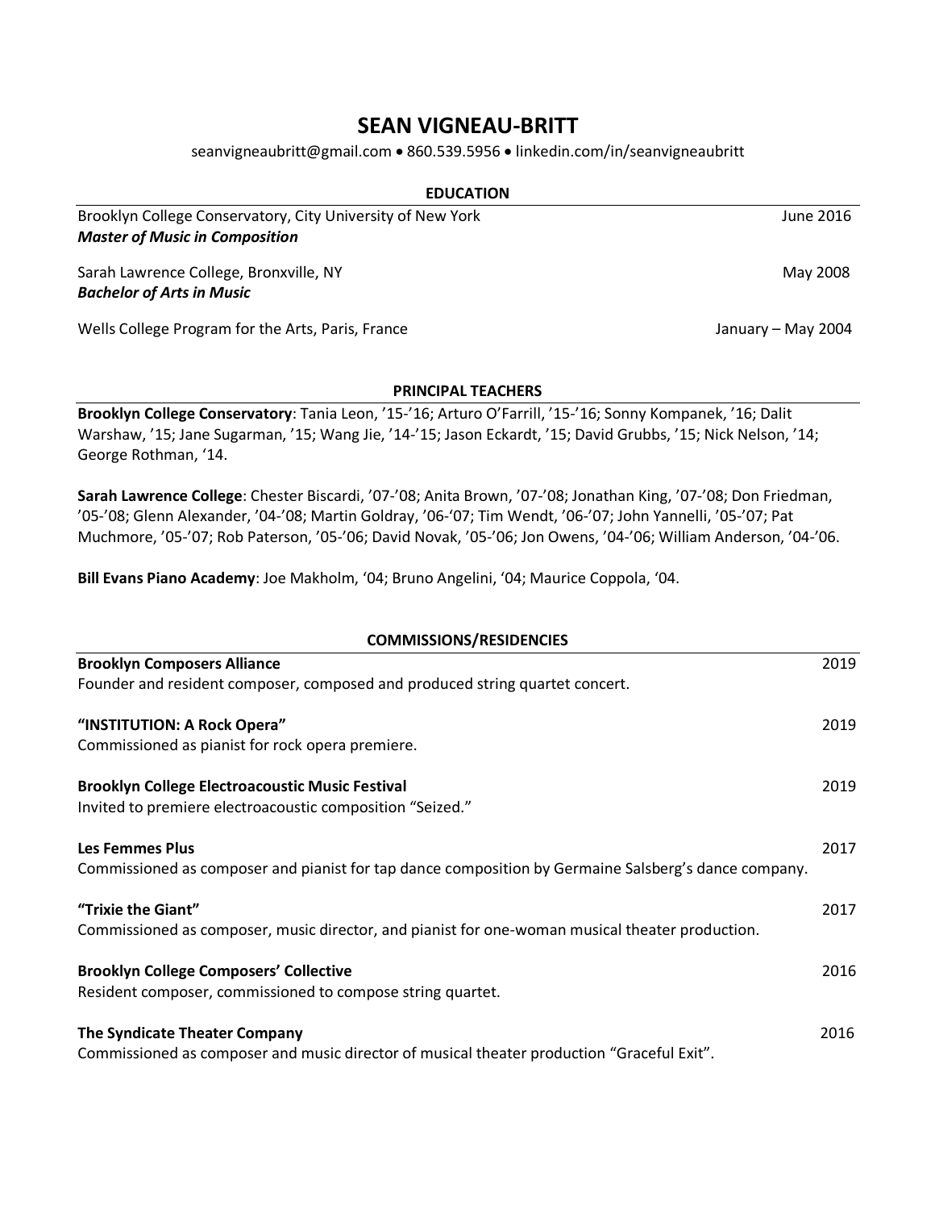# SEAN VIGNEAU-BRITT

seanvigneaubritt@gmail.com • 860.539.5956 • linkedin.com/in/seanvigneaubritt

## EDUCATION

Brooklyn College Conservatory, City University of New York — June 2016
***Master of Music in Composition***

Sarah Lawrence College, Bronxville, NY — May 2008
***Bachelor of Arts in Music***

Wells College Program for the Arts, Paris, France — January – May 2004

## PRINCIPAL TEACHERS

**Brooklyn College Conservatory**: Tania Leon, '15-'16; Arturo O'Farrill, '15-'16; Sonny Kompanek, '16; Dalit Warshaw, '15; Jane Sugarman, '15; Wang Jie, '14-'15; Jason Eckardt, '15; David Grubbs, '15; Nick Nelson, '14; George Rothman, '14.

**Sarah Lawrence College**: Chester Biscardi, '07-'08; Anita Brown, '07-'08; Jonathan King, '07-'08; Don Friedman, '05-'08; Glenn Alexander, '04-'08; Martin Goldray, '06-'07; Tim Wendt, '06-'07; John Yannelli, '05-'07; Pat Muchmore, '05-'07; Rob Paterson, '05-'06; David Novak, '05-'06; Jon Owens, '04-'06; William Anderson, '04-'06.

**Bill Evans Piano Academy**: Joe Makholm, '04; Bruno Angelini, '04; Maurice Coppola, '04.

## COMMISSIONS/RESIDENCIES

**Brooklyn Composers Alliance** — 2019
Founder and resident composer, composed and produced string quartet concert.

**"INSTITUTION: A Rock Opera"** — 2019
Commissioned as pianist for rock opera premiere.

**Brooklyn College Electroacoustic Music Festival** — 2019
Invited to premiere electroacoustic composition "Seized."

**Les Femmes Plus** — 2017
Commissioned as composer and pianist for tap dance composition by Germaine Salsberg's dance company.

**"Trixie the Giant"** — 2017
Commissioned as composer, music director, and pianist for one-woman musical theater production.

**Brooklyn College Composers' Collective** — 2016
Resident composer, commissioned to compose string quartet.

**The Syndicate Theater Company** — 2016
Commissioned as composer and music director of musical theater production "Graceful Exit".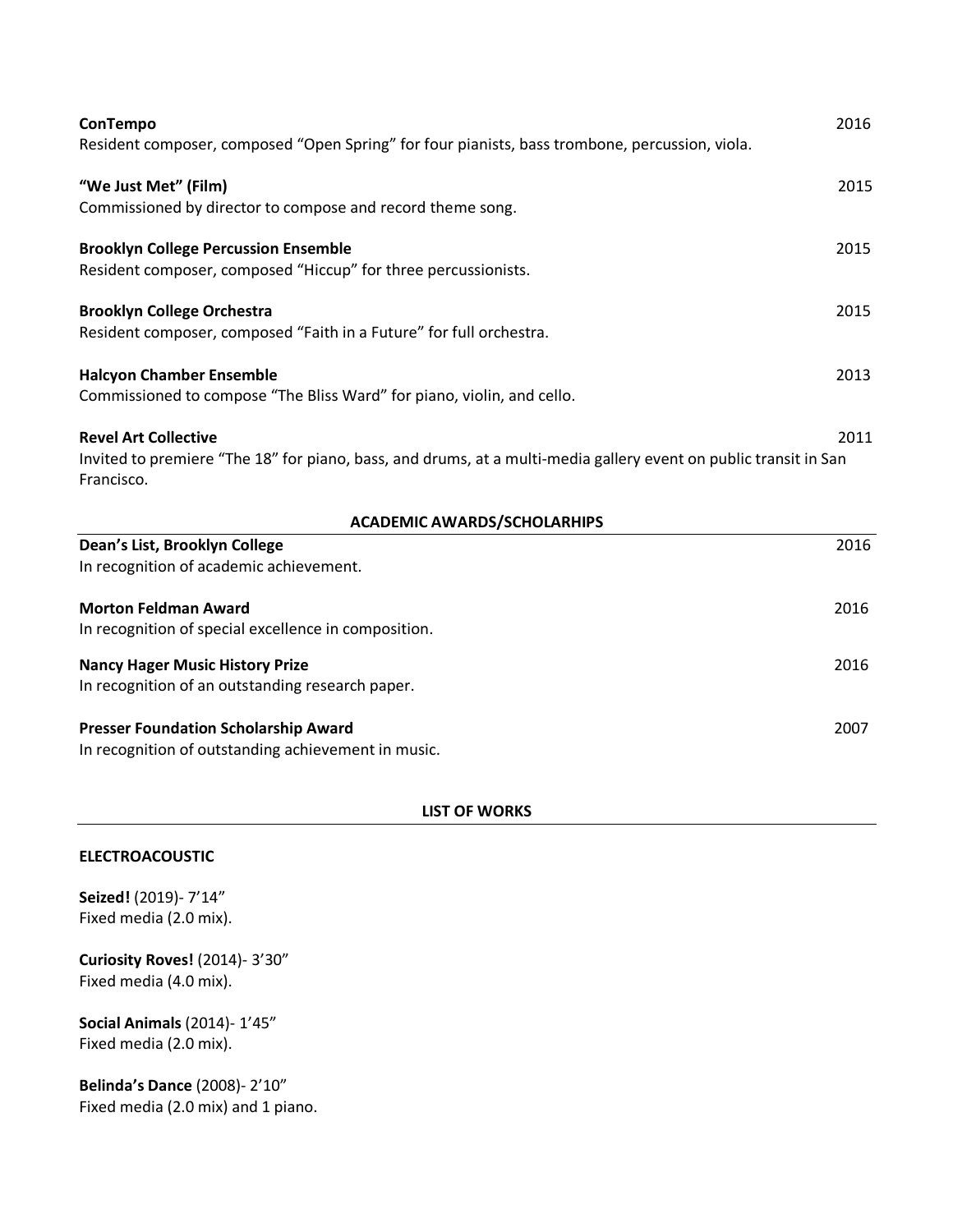**ConTempo** 2016
Resident composer, composed "Open Spring" for four pianists, bass trombone, percussion, viola.

**"We Just Met" (Film)** 2015
Commissioned by director to compose and record theme song.

**Brooklyn College Percussion Ensemble** 2015
Resident composer, composed "Hiccup" for three percussionists.

**Brooklyn College Orchestra** 2015
Resident composer, composed "Faith in a Future" for full orchestra.

**Halcyon Chamber Ensemble** 2013
Commissioned to compose "The Bliss Ward" for piano, violin, and cello.

**Revel Art Collective** 2011
Invited to premiere "The 18" for piano, bass, and drums, at a multi-media gallery event on public transit in San Francisco.

## ACADEMIC AWARDS/SCHOLARHIPS

**Dean's List, Brooklyn College** 2016
In recognition of academic achievement.

**Morton Feldman Award** 2016
In recognition of special excellence in composition.

**Nancy Hager Music History Prize** 2016
In recognition of an outstanding research paper.

**Presser Foundation Scholarship Award** 2007
In recognition of outstanding achievement in music.

## LIST OF WORKS

### ELECTROACOUSTIC

**Seized!** (2019)- 7'14"
Fixed media (2.0 mix).

**Curiosity Roves!** (2014)- 3'30"
Fixed media (4.0 mix).

**Social Animals** (2014)- 1'45"
Fixed media (2.0 mix).

**Belinda's Dance** (2008)- 2'10"
Fixed media (2.0 mix) and 1 piano.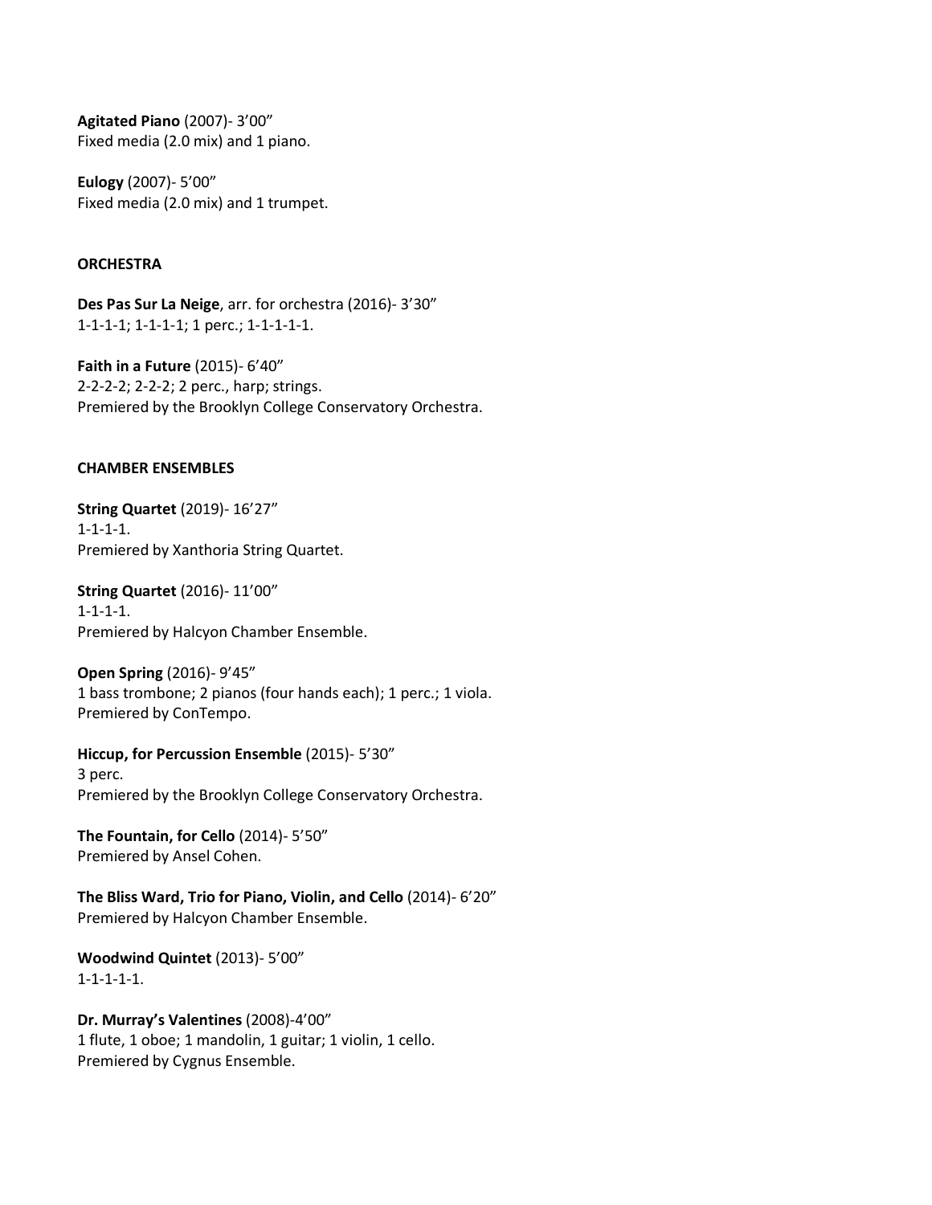**Agitated Piano** (2007)- 3’00”
Fixed media (2.0 mix) and 1 piano.

**Eulogy** (2007)- 5’00”
Fixed media (2.0 mix) and 1 trumpet.

**ORCHESTRA**

**Des Pas Sur La Neige**, arr. for orchestra (2016)- 3’30”
1-1-1-1; 1-1-1-1; 1 perc.; 1-1-1-1-1.

**Faith in a Future** (2015)- 6’40”
2-2-2-2; 2-2-2; 2 perc., harp; strings.
Premiered by the Brooklyn College Conservatory Orchestra.

**CHAMBER ENSEMBLES**

**String Quartet** (2019)- 16’27”
1-1-1-1.
Premiered by Xanthoria String Quartet.

**String Quartet** (2016)- 11’00”
1-1-1-1.
Premiered by Halcyon Chamber Ensemble.

**Open Spring** (2016)- 9’45”
1 bass trombone; 2 pianos (four hands each); 1 perc.; 1 viola.
Premiered by ConTempo.

**Hiccup, for Percussion Ensemble** (2015)- 5’30”
3 perc.
Premiered by the Brooklyn College Conservatory Orchestra.

**The Fountain, for Cello** (2014)- 5’50”
Premiered by Ansel Cohen.

**The Bliss Ward, Trio for Piano, Violin, and Cello** (2014)- 6’20”
Premiered by Halcyon Chamber Ensemble.

**Woodwind Quintet** (2013)- 5’00”
1-1-1-1-1.

**Dr. Murray’s Valentines** (2008)-4’00”
1 flute, 1 oboe; 1 mandolin, 1 guitar; 1 violin, 1 cello.
Premiered by Cygnus Ensemble.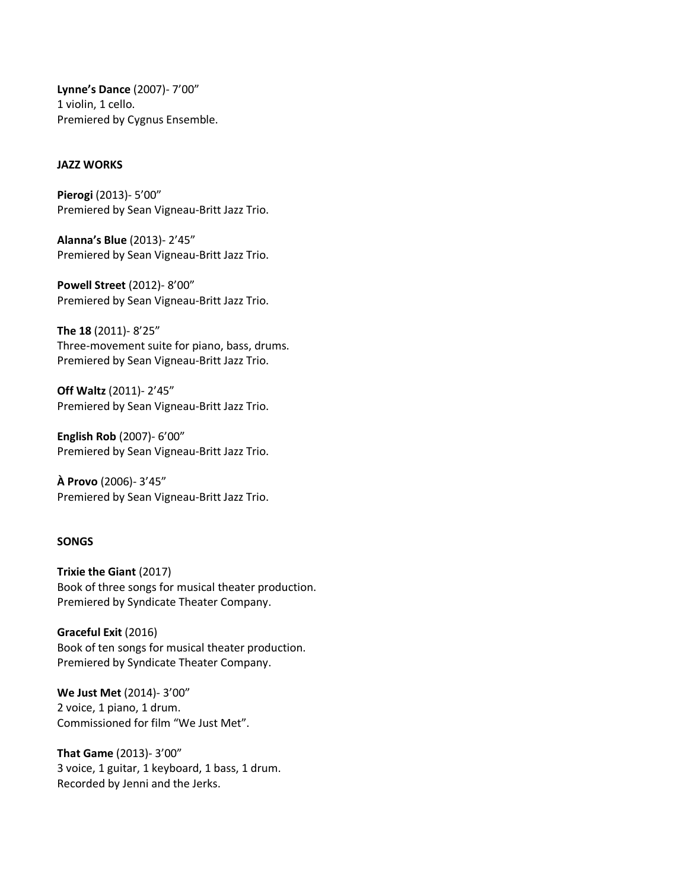**Lynne's Dance** (2007)- 7'00"
1 violin, 1 cello.
Premiered by Cygnus Ensemble.

## JAZZ WORKS

**Pierogi** (2013)- 5'00"
Premiered by Sean Vigneau-Britt Jazz Trio.

**Alanna's Blue** (2013)- 2'45"
Premiered by Sean Vigneau-Britt Jazz Trio.

**Powell Street** (2012)- 8'00"
Premiered by Sean Vigneau-Britt Jazz Trio.

**The 18** (2011)- 8'25"
Three-movement suite for piano, bass, drums.
Premiered by Sean Vigneau-Britt Jazz Trio.

**Off Waltz** (2011)- 2'45"
Premiered by Sean Vigneau-Britt Jazz Trio.

**English Rob** (2007)- 6'00"
Premiered by Sean Vigneau-Britt Jazz Trio.

**À Provo** (2006)- 3'45"
Premiered by Sean Vigneau-Britt Jazz Trio.

## SONGS

**Trixie the Giant** (2017)
Book of three songs for musical theater production.
Premiered by Syndicate Theater Company.

**Graceful Exit** (2016)
Book of ten songs for musical theater production.
Premiered by Syndicate Theater Company.

**We Just Met** (2014)- 3'00"
2 voice, 1 piano, 1 drum.
Commissioned for film "We Just Met".

**That Game** (2013)- 3'00"
3 voice, 1 guitar, 1 keyboard, 1 bass, 1 drum.
Recorded by Jenni and the Jerks.